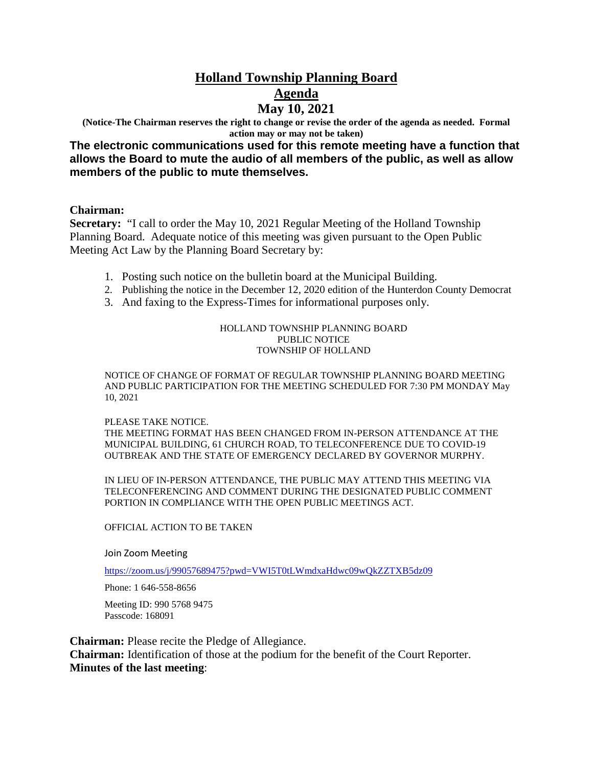# Holland Township Planning Board

## Agenda

## May 10, 2021

**(Notice-The Chairman reserves the right to change or revise the order of the agenda as needed. Formal action may or may not be taken)**

**The electronic communications used for this remote meeting have a function that allows the Board to mute the audio of all members of the public, as well as allow members of the public to mute themselves.**

**Chairman:**

**Secretary:** "I call to order the May 10, 2021 Regular Meeting of the Holland Township Planning Board. Adequate notice of this meeting was given pursuant to the Open Public Meeting Act Law by the Planning Board Secretary by:

1. Posting such notice on the bulletin board at the Municipal Building.
2. Publishing the notice in the December 12, 2020 edition of the Hunterdon County Democrat
3. And faxing to the Express-Times for informational purposes only.

HOLLAND TOWNSHIP PLANNING BOARD
PUBLIC NOTICE
TOWNSHIP OF HOLLAND

NOTICE OF CHANGE OF FORMAT OF REGULAR TOWNSHIP PLANNING BOARD MEETING AND PUBLIC PARTICIPATION FOR THE MEETING SCHEDULED FOR 7:30 PM MONDAY May 10, 2021

PLEASE TAKE NOTICE.

THE MEETING FORMAT HAS BEEN CHANGED FROM IN-PERSON ATTENDANCE AT THE MUNICIPAL BUILDING, 61 CHURCH ROAD, TO TELECONFERENCE DUE TO COVID-19 OUTBREAK AND THE STATE OF EMERGENCY DECLARED BY GOVERNOR MURPHY.

IN LIEU OF IN-PERSON ATTENDANCE, THE PUBLIC MAY ATTEND THIS MEETING VIA TELECONFERENCING AND COMMENT DURING THE DESIGNATED PUBLIC COMMENT PORTION IN COMPLIANCE WITH THE OPEN PUBLIC MEETINGS ACT.

OFFICIAL ACTION TO BE TAKEN

Join Zoom Meeting

https://zoom.us/j/99057689475?pwd=VWI5T0tLWmdxaHdwc09wQkZZTXB5dz09

Phone: 1 646-558-8656

Meeting ID: 990 5768 9475
Passcode: 168091

**Chairman:** Please recite the Pledge of Allegiance.

**Chairman:** Identification of those at the podium for the benefit of the Court Reporter.

**Minutes of the last meeting**: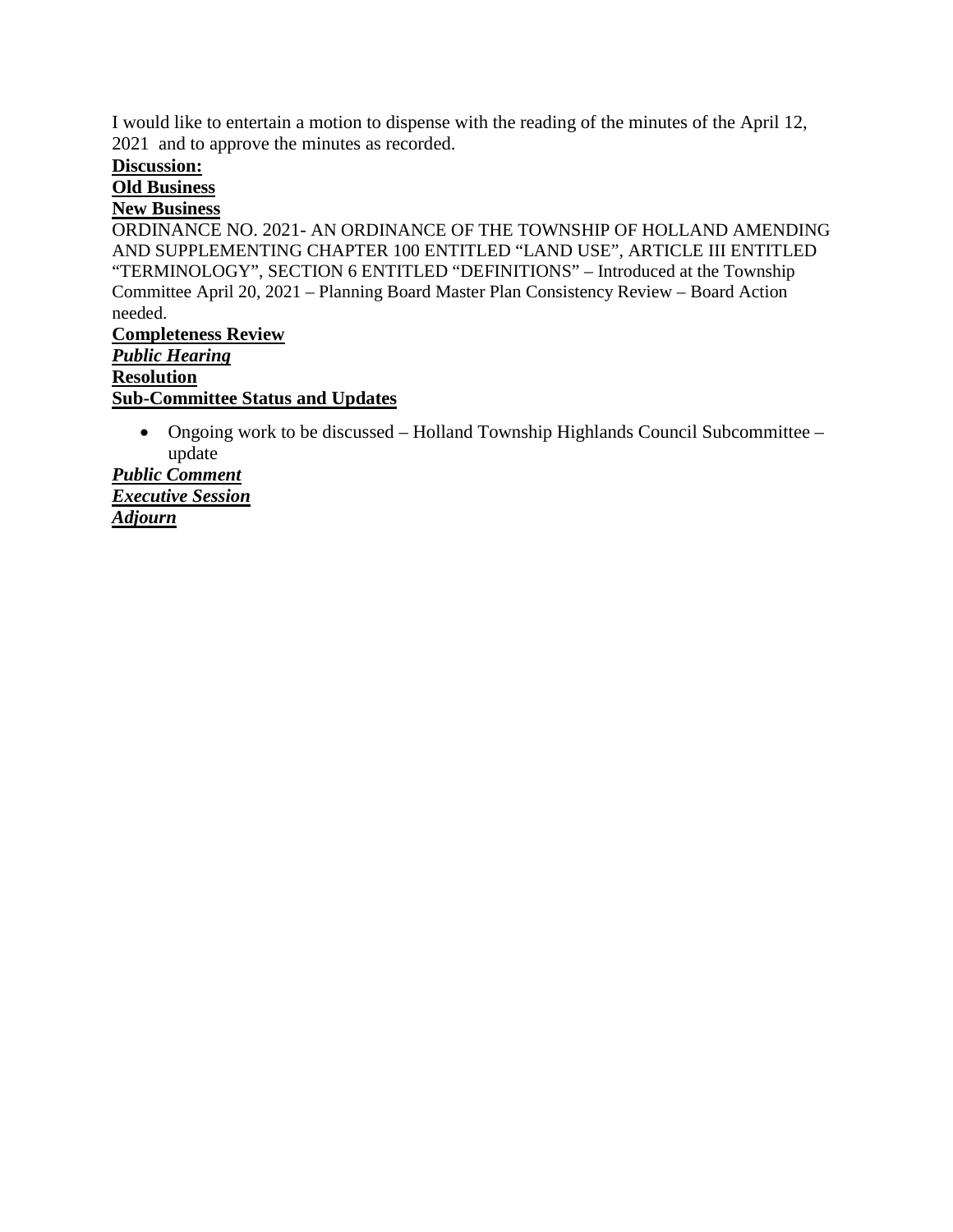I would like to entertain a motion to dispense with the reading of the minutes of the April 12, 2021 and to approve the minutes as recorded.

**Discussion:**

**Old Business**

**New Business**

ORDINANCE NO. 2021- AN ORDINANCE OF THE TOWNSHIP OF HOLLAND AMENDING AND SUPPLEMENTING CHAPTER 100 ENTITLED "LAND USE", ARTICLE III ENTITLED "TERMINOLOGY", SECTION 6 ENTITLED "DEFINITIONS" – Introduced at the Township Committee April 20, 2021 – Planning Board Master Plan Consistency Review – Board Action needed.

**Completeness Review**

***Public Hearing***

**Resolution**

**Sub-Committee Status and Updates**

- Ongoing work to be discussed – Holland Township Highlands Council Subcommittee – update

***Public Comment***

***Executive Session***

***Adjourn***